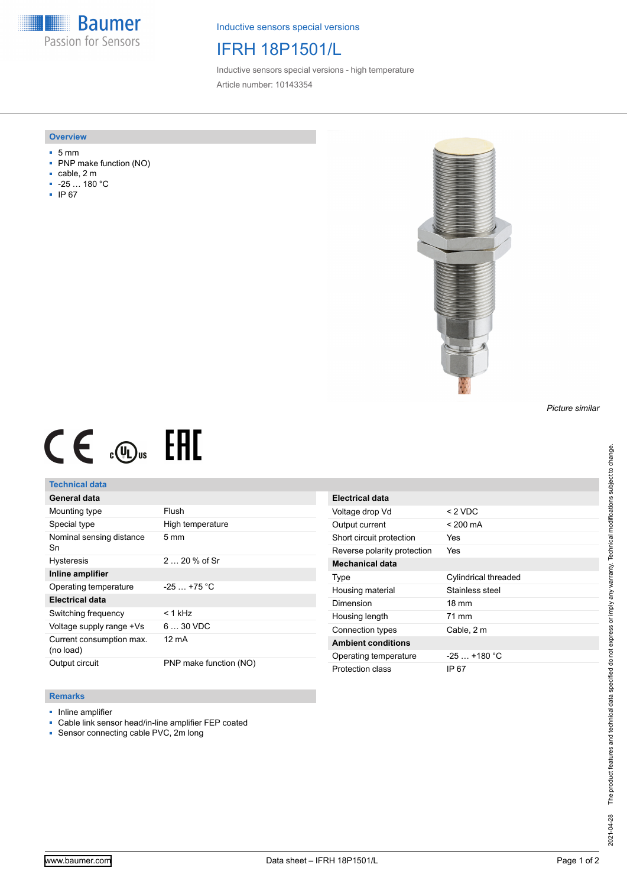Inductive sensors special versions

# IFRH 18P1501/L

Inductive sensors special versions - high temperature

Article number: 10143354

## Overview

- 5 mm
- PNP make function (NO)
- cable, 2 m
- -25 … 180 °C
- IP 67

*Picture similar*

## Technical data

| General data | |
|---|---|
| Mounting type | Flush |
| Special type | High temperature |
| Nominal sensing distance Sn | 5 mm |
| Hysteresis | 2 … 20 % of Sr |
| **Inline amplifier** | |
| Operating temperature | -25 … +75 °C |
| **Electrical data** | |
| Switching frequency | < 1 kHz |
| Voltage supply range +Vs | 6 … 30 VDC |
| Current consumption max. (no load) | 12 mA |
| Output circuit | PNP make function (NO) |

| Electrical data | |
|---|---|
| Voltage drop Vd | < 2 VDC |
| Output current | < 200 mA |
| Short circuit protection | Yes |
| Reverse polarity protection | Yes |
| **Mechanical data** | |
| Type | Cylindrical threaded |
| Housing material | Stainless steel |
| Dimension | 18 mm |
| Housing length | 71 mm |
| Connection types | Cable, 2 m |
| **Ambient conditions** | |
| Operating temperature | -25 … +180 °C |
| Protection class | IP 67 |

## Remarks

- Inline amplifier
- Cable link sensor head/in-line amplifier FEP coated
- Sensor connecting cable PVC, 2m long

2021-04-28 The product features and technical data specified do not express or imply any warranty. Technical modifications subject to change.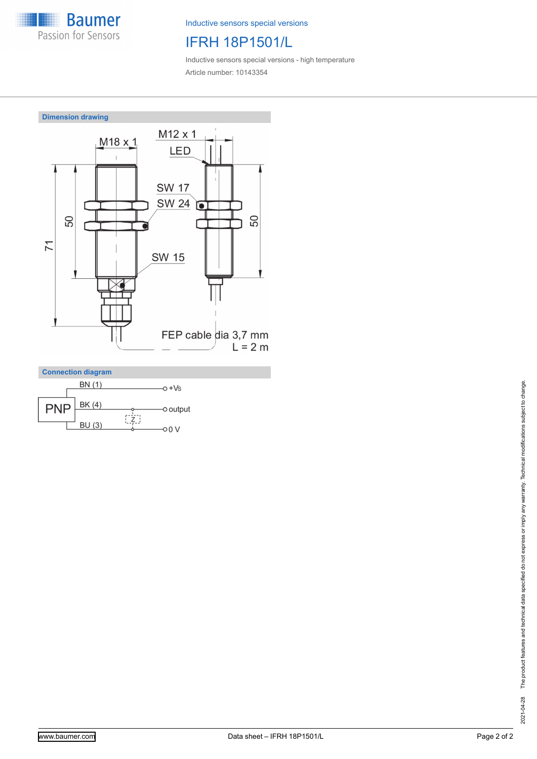Inductive sensors special versions

# IFRH 18P1501/L

Inductive sensors special versions - high temperature

Article number: 10143354

## Dimension drawing

M18 x 1
M12 x 1
LED
SW 17
SW 24
SW 15
50
71
50
FEP cable dia 3,7 mm
L = 2 m

## Connection diagram

PNP
BN (1)
+Vs
BK (4)
output
Z
BU (3)
0 V

The product features and technical data specified do not express or imply any warranty. Technical modifications subject to change.

2021-04-28

www.baumer.com

Data sheet – IFRH 18P1501/L